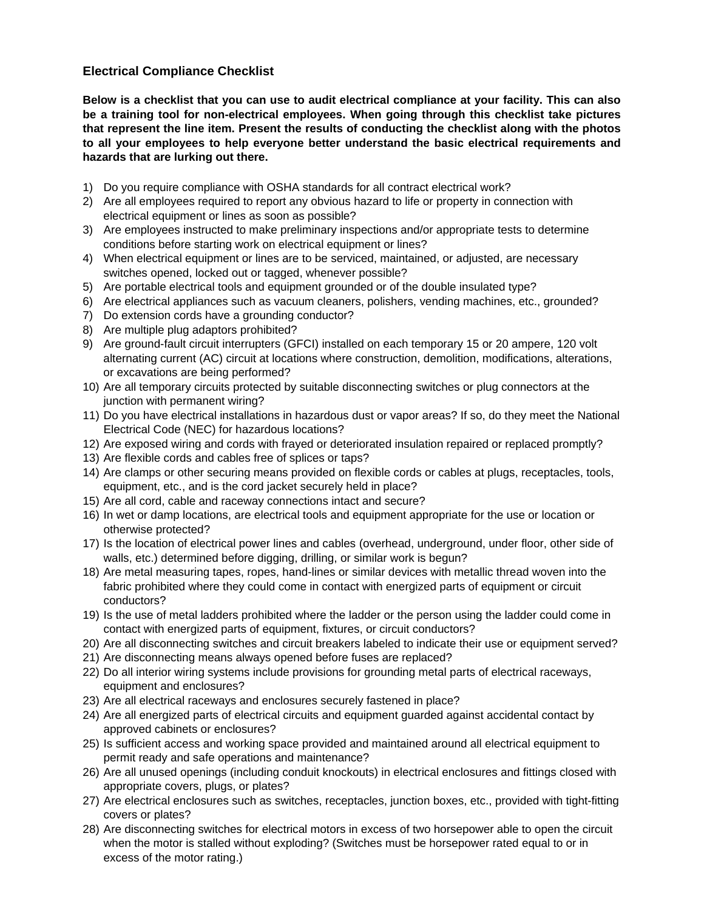## Electrical Compliance Checklist

**Below is a checklist that you can use to audit electrical compliance at your facility. This can also be a training tool for non-electrical employees. When going through this checklist take pictures that represent the line item. Present the results of conducting the checklist along with the photos to all your employees to help everyone better understand the basic electrical requirements and hazards that are lurking out there.**

1) Do you require compliance with OSHA standards for all contract electrical work?
2) Are all employees required to report any obvious hazard to life or property in connection with electrical equipment or lines as soon as possible?
3) Are employees instructed to make preliminary inspections and/or appropriate tests to determine conditions before starting work on electrical equipment or lines?
4) When electrical equipment or lines are to be serviced, maintained, or adjusted, are necessary switches opened, locked out or tagged, whenever possible?
5) Are portable electrical tools and equipment grounded or of the double insulated type?
6) Are electrical appliances such as vacuum cleaners, polishers, vending machines, etc., grounded?
7) Do extension cords have a grounding conductor?
8) Are multiple plug adaptors prohibited?
9) Are ground-fault circuit interrupters (GFCI) installed on each temporary 15 or 20 ampere, 120 volt alternating current (AC) circuit at locations where construction, demolition, modifications, alterations, or excavations are being performed?
10) Are all temporary circuits protected by suitable disconnecting switches or plug connectors at the junction with permanent wiring?
11) Do you have electrical installations in hazardous dust or vapor areas? If so, do they meet the National Electrical Code (NEC) for hazardous locations?
12) Are exposed wiring and cords with frayed or deteriorated insulation repaired or replaced promptly?
13) Are flexible cords and cables free of splices or taps?
14) Are clamps or other securing means provided on flexible cords or cables at plugs, receptacles, tools, equipment, etc., and is the cord jacket securely held in place?
15) Are all cord, cable and raceway connections intact and secure?
16) In wet or damp locations, are electrical tools and equipment appropriate for the use or location or otherwise protected?
17) Is the location of electrical power lines and cables (overhead, underground, under floor, other side of walls, etc.) determined before digging, drilling, or similar work is begun?
18) Are metal measuring tapes, ropes, hand-lines or similar devices with metallic thread woven into the fabric prohibited where they could come in contact with energized parts of equipment or circuit conductors?
19) Is the use of metal ladders prohibited where the ladder or the person using the ladder could come in contact with energized parts of equipment, fixtures, or circuit conductors?
20) Are all disconnecting switches and circuit breakers labeled to indicate their use or equipment served?
21) Are disconnecting means always opened before fuses are replaced?
22) Do all interior wiring systems include provisions for grounding metal parts of electrical raceways, equipment and enclosures?
23) Are all electrical raceways and enclosures securely fastened in place?
24) Are all energized parts of electrical circuits and equipment guarded against accidental contact by approved cabinets or enclosures?
25) Is sufficient access and working space provided and maintained around all electrical equipment to permit ready and safe operations and maintenance?
26) Are all unused openings (including conduit knockouts) in electrical enclosures and fittings closed with appropriate covers, plugs, or plates?
27) Are electrical enclosures such as switches, receptacles, junction boxes, etc., provided with tight-fitting covers or plates?
28) Are disconnecting switches for electrical motors in excess of two horsepower able to open the circuit when the motor is stalled without exploding? (Switches must be horsepower rated equal to or in excess of the motor rating.)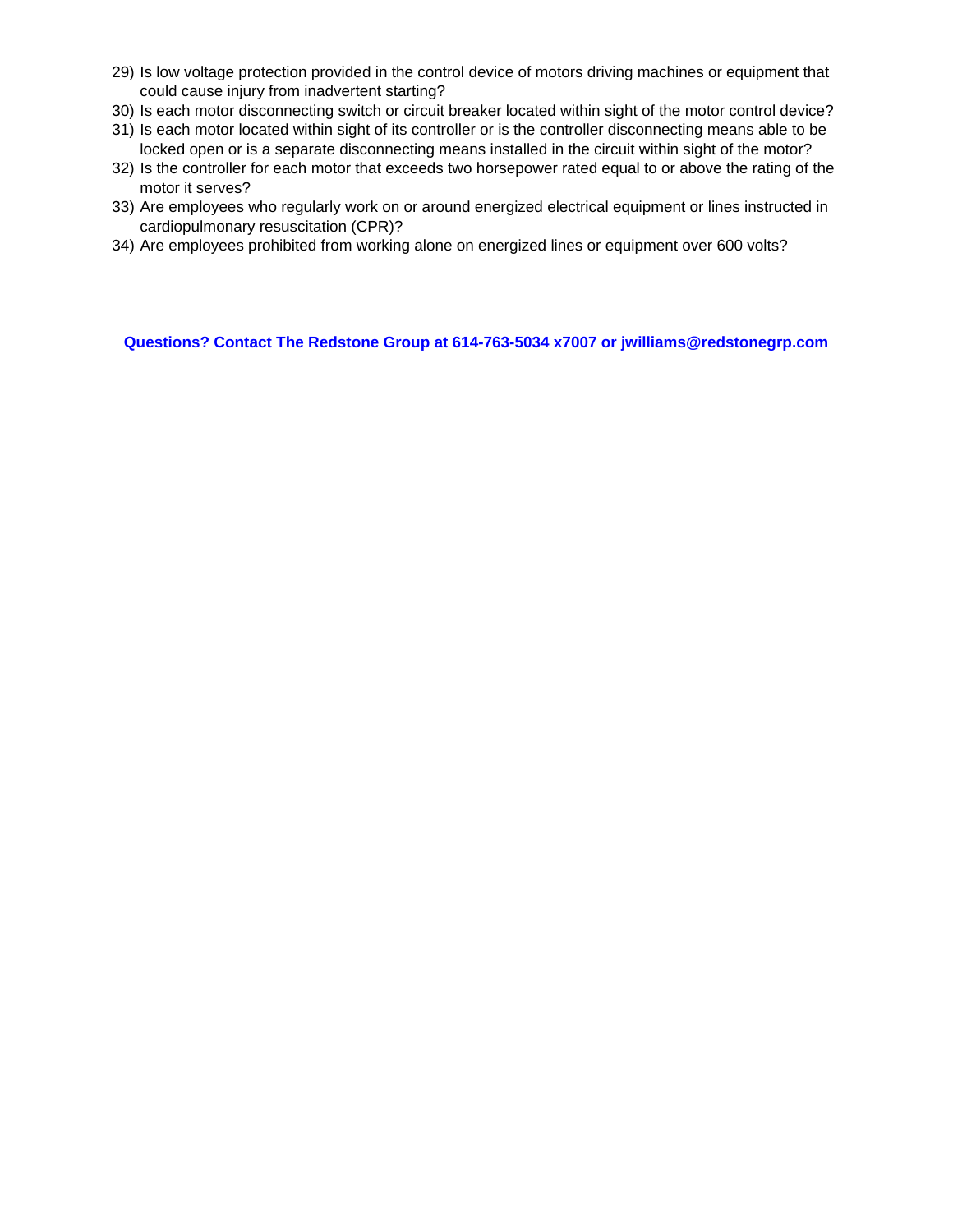29) Is low voltage protection provided in the control device of motors driving machines or equipment that could cause injury from inadvertent starting?
30) Is each motor disconnecting switch or circuit breaker located within sight of the motor control device?
31) Is each motor located within sight of its controller or is the controller disconnecting means able to be locked open or is a separate disconnecting means installed in the circuit within sight of the motor?
32) Is the controller for each motor that exceeds two horsepower rated equal to or above the rating of the motor it serves?
33) Are employees who regularly work on or around energized electrical equipment or lines instructed in cardiopulmonary resuscitation (CPR)?
34) Are employees prohibited from working alone on energized lines or equipment over 600 volts?

**Questions? Contact The Redstone Group at 614-763-5034 x7007 or jwilliams@redstonegrp.com**